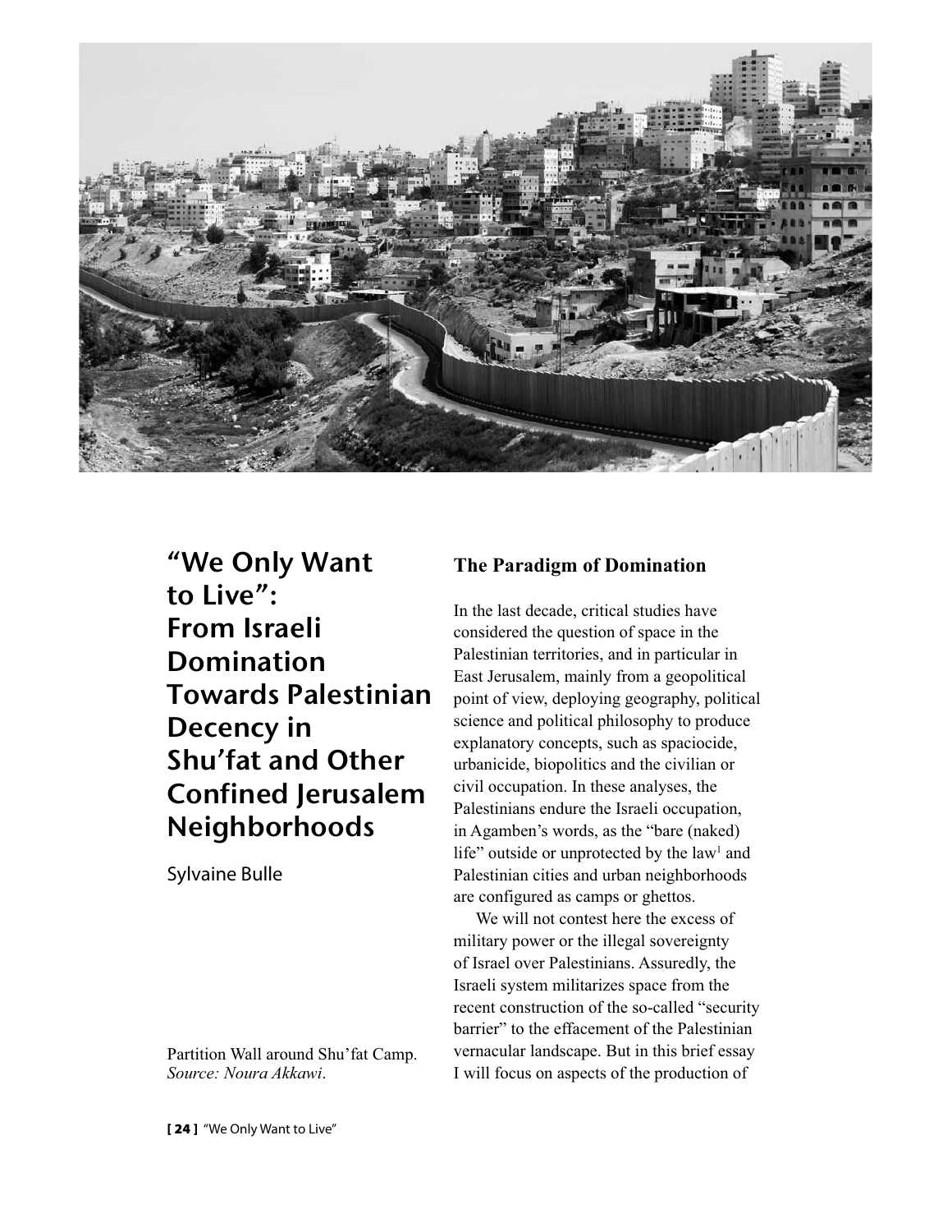# "We Only Want to Live": From Israeli Domination Towards Palestinian Decency in Shu'fat and Other Confined Jerusalem Neighborhoods

Sylvaine Bulle

Partition Wall around Shu'fat Camp. *Source: Noura Akkawi*.

## The Paradigm of Domination

In the last decade, critical studies have considered the question of space in the Palestinian territories, and in particular in East Jerusalem, mainly from a geopolitical point of view, deploying geography, political science and political philosophy to produce explanatory concepts, such as spaciocide, urbanicide, biopolitics and the civilian or civil occupation. In these analyses, the Palestinians endure the Israeli occupation, in Agamben's words, as the "bare (naked) life" outside or unprotected by the law[1] and Palestinian cities and urban neighborhoods are configured as camps or ghettos.

We will not contest here the excess of military power or the illegal sovereignty of Israel over Palestinians. Assuredly, the Israeli system militarizes space from the recent construction of the so-called "security barrier" to the effacement of the Palestinian vernacular landscape. But in this brief essay I will focus on aspects of the production of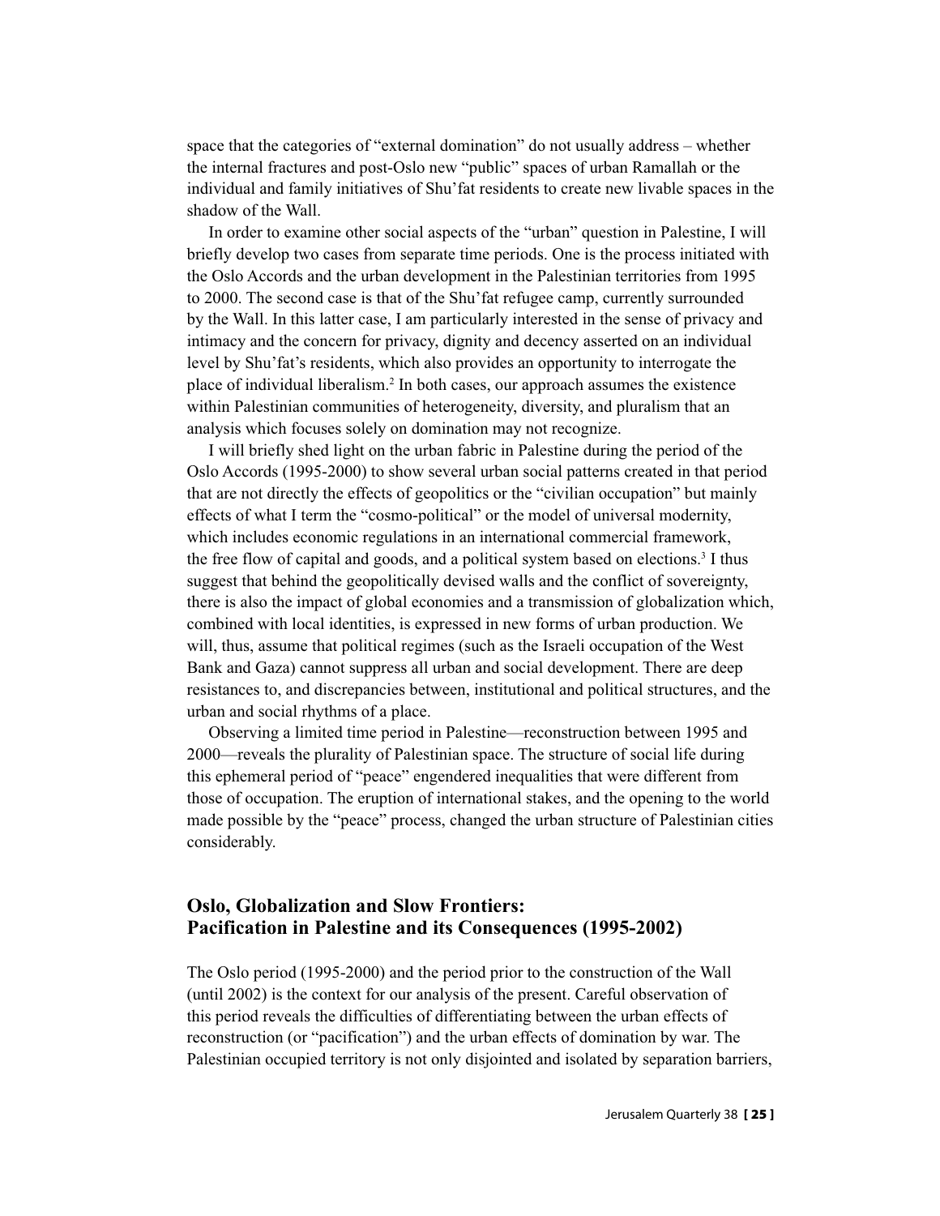space that the categories of "external domination" do not usually address – whether the internal fractures and post-Oslo new "public" spaces of urban Ramallah or the individual and family initiatives of Shu'fat residents to create new livable spaces in the shadow of the Wall.

In order to examine other social aspects of the "urban" question in Palestine, I will briefly develop two cases from separate time periods. One is the process initiated with the Oslo Accords and the urban development in the Palestinian territories from 1995 to 2000. The second case is that of the Shu'fat refugee camp, currently surrounded by the Wall. In this latter case, I am particularly interested in the sense of privacy and intimacy and the concern for privacy, dignity and decency asserted on an individual level by Shu'fat's residents, which also provides an opportunity to interrogate the place of individual liberalism.[2] In both cases, our approach assumes the existence within Palestinian communities of heterogeneity, diversity, and pluralism that an analysis which focuses solely on domination may not recognize.

I will briefly shed light on the urban fabric in Palestine during the period of the Oslo Accords (1995-2000) to show several urban social patterns created in that period that are not directly the effects of geopolitics or the "civilian occupation" but mainly effects of what I term the "cosmo-political" or the model of universal modernity, which includes economic regulations in an international commercial framework, the free flow of capital and goods, and a political system based on elections.[3] I thus suggest that behind the geopolitically devised walls and the conflict of sovereignty, there is also the impact of global economies and a transmission of globalization which, combined with local identities, is expressed in new forms of urban production. We will, thus, assume that political regimes (such as the Israeli occupation of the West Bank and Gaza) cannot suppress all urban and social development. There are deep resistances to, and discrepancies between, institutional and political structures, and the urban and social rhythms of a place.

Observing a limited time period in Palestine—reconstruction between 1995 and 2000—reveals the plurality of Palestinian space. The structure of social life during this ephemeral period of "peace" engendered inequalities that were different from those of occupation. The eruption of international stakes, and the opening to the world made possible by the "peace" process, changed the urban structure of Palestinian cities considerably.

## Oslo, Globalization and Slow Frontiers: Pacification in Palestine and its Consequences (1995-2002)

The Oslo period (1995-2000) and the period prior to the construction of the Wall (until 2002) is the context for our analysis of the present. Careful observation of this period reveals the difficulties of differentiating between the urban effects of reconstruction (or "pacification") and the urban effects of domination by war. The Palestinian occupied territory is not only disjointed and isolated by separation barriers,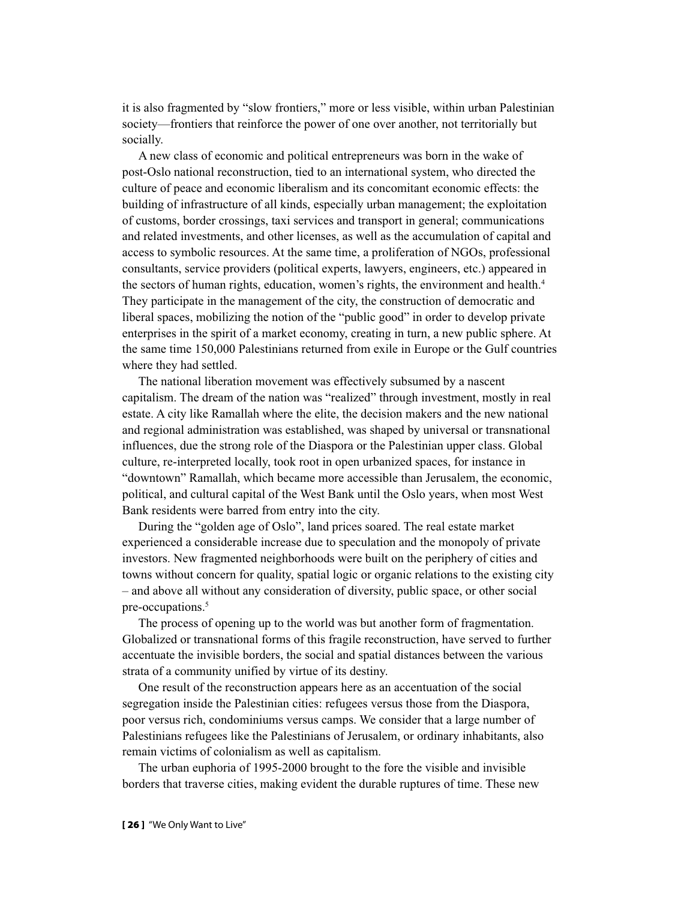it is also fragmented by "slow frontiers," more or less visible, within urban Palestinian society—frontiers that reinforce the power of one over another, not territorially but socially.

A new class of economic and political entrepreneurs was born in the wake of post-Oslo national reconstruction, tied to an international system, who directed the culture of peace and economic liberalism and its concomitant economic effects: the building of infrastructure of all kinds, especially urban management; the exploitation of customs, border crossings, taxi services and transport in general; communications and related investments, and other licenses, as well as the accumulation of capital and access to symbolic resources. At the same time, a proliferation of NGOs, professional consultants, service providers (political experts, lawyers, engineers, etc.) appeared in the sectors of human rights, education, women's rights, the environment and health.[4] They participate in the management of the city, the construction of democratic and liberal spaces, mobilizing the notion of the "public good" in order to develop private enterprises in the spirit of a market economy, creating in turn, a new public sphere. At the same time 150,000 Palestinians returned from exile in Europe or the Gulf countries where they had settled.

The national liberation movement was effectively subsumed by a nascent capitalism. The dream of the nation was "realized" through investment, mostly in real estate. A city like Ramallah where the elite, the decision makers and the new national and regional administration was established, was shaped by universal or transnational influences, due the strong role of the Diaspora or the Palestinian upper class. Global culture, re-interpreted locally, took root in open urbanized spaces, for instance in "downtown" Ramallah, which became more accessible than Jerusalem, the economic, political, and cultural capital of the West Bank until the Oslo years, when most West Bank residents were barred from entry into the city.

During the "golden age of Oslo", land prices soared. The real estate market experienced a considerable increase due to speculation and the monopoly of private investors. New fragmented neighborhoods were built on the periphery of cities and towns without concern for quality, spatial logic or organic relations to the existing city – and above all without any consideration of diversity, public space, or other social pre-occupations.[5]

The process of opening up to the world was but another form of fragmentation. Globalized or transnational forms of this fragile reconstruction, have served to further accentuate the invisible borders, the social and spatial distances between the various strata of a community unified by virtue of its destiny.

One result of the reconstruction appears here as an accentuation of the social segregation inside the Palestinian cities: refugees versus those from the Diaspora, poor versus rich, condominiums versus camps. We consider that a large number of Palestinians refugees like the Palestinians of Jerusalem, or ordinary inhabitants, also remain victims of colonialism as well as capitalism.

The urban euphoria of 1995-2000 brought to the fore the visible and invisible borders that traverse cities, making evident the durable ruptures of time. These new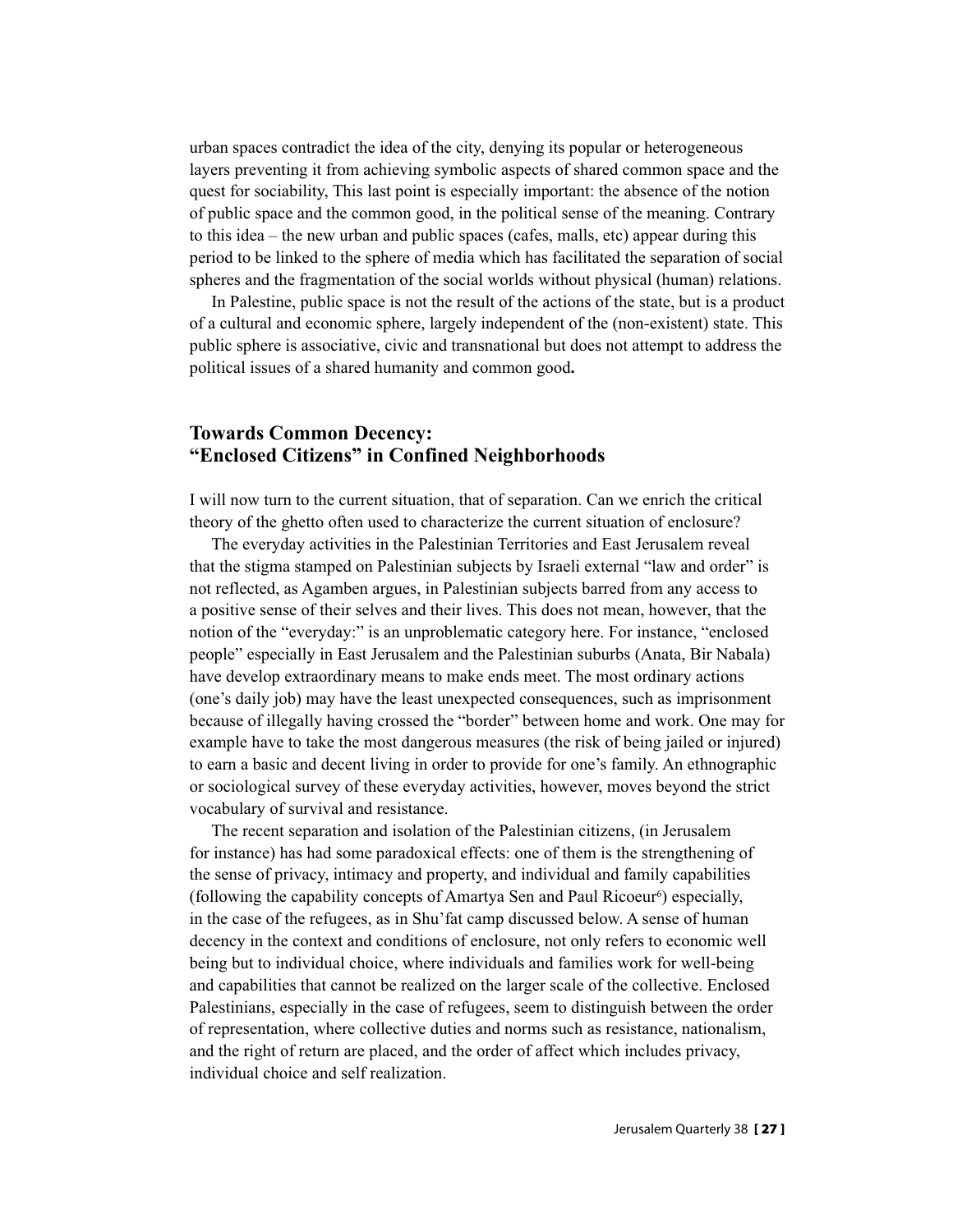urban spaces contradict the idea of the city, denying its popular or heterogeneous layers preventing it from achieving symbolic aspects of shared common space and the quest for sociability, This last point is especially important: the absence of the notion of public space and the common good, in the political sense of the meaning. Contrary to this idea – the new urban and public spaces (cafes, malls, etc) appear during this period to be linked to the sphere of media which has facilitated the separation of social spheres and the fragmentation of the social worlds without physical (human) relations.

In Palestine, public space is not the result of the actions of the state, but is a product of a cultural and economic sphere, largely independent of the (non-existent) state. This public sphere is associative, civic and transnational but does not attempt to address the political issues of a shared humanity and common good**.**

## Towards Common Decency: "Enclosed Citizens" in Confined Neighborhoods

I will now turn to the current situation, that of separation. Can we enrich the critical theory of the ghetto often used to characterize the current situation of enclosure?

The everyday activities in the Palestinian Territories and East Jerusalem reveal that the stigma stamped on Palestinian subjects by Israeli external "law and order" is not reflected, as Agamben argues, in Palestinian subjects barred from any access to a positive sense of their selves and their lives. This does not mean, however, that the notion of the "everyday:" is an unproblematic category here. For instance, "enclosed people" especially in East Jerusalem and the Palestinian suburbs (Anata, Bir Nabala) have develop extraordinary means to make ends meet. The most ordinary actions (one's daily job) may have the least unexpected consequences, such as imprisonment because of illegally having crossed the "border" between home and work. One may for example have to take the most dangerous measures (the risk of being jailed or injured) to earn a basic and decent living in order to provide for one's family. An ethnographic or sociological survey of these everyday activities, however, moves beyond the strict vocabulary of survival and resistance.

The recent separation and isolation of the Palestinian citizens, (in Jerusalem for instance) has had some paradoxical effects: one of them is the strengthening of the sense of privacy, intimacy and property, and individual and family capabilities (following the capability concepts of Amartya Sen and Paul Ricoeur[6]) especially, in the case of the refugees, as in Shu'fat camp discussed below. A sense of human decency in the context and conditions of enclosure, not only refers to economic well being but to individual choice, where individuals and families work for well-being and capabilities that cannot be realized on the larger scale of the collective. Enclosed Palestinians, especially in the case of refugees, seem to distinguish between the order of representation, where collective duties and norms such as resistance, nationalism, and the right of return are placed, and the order of affect which includes privacy, individual choice and self realization.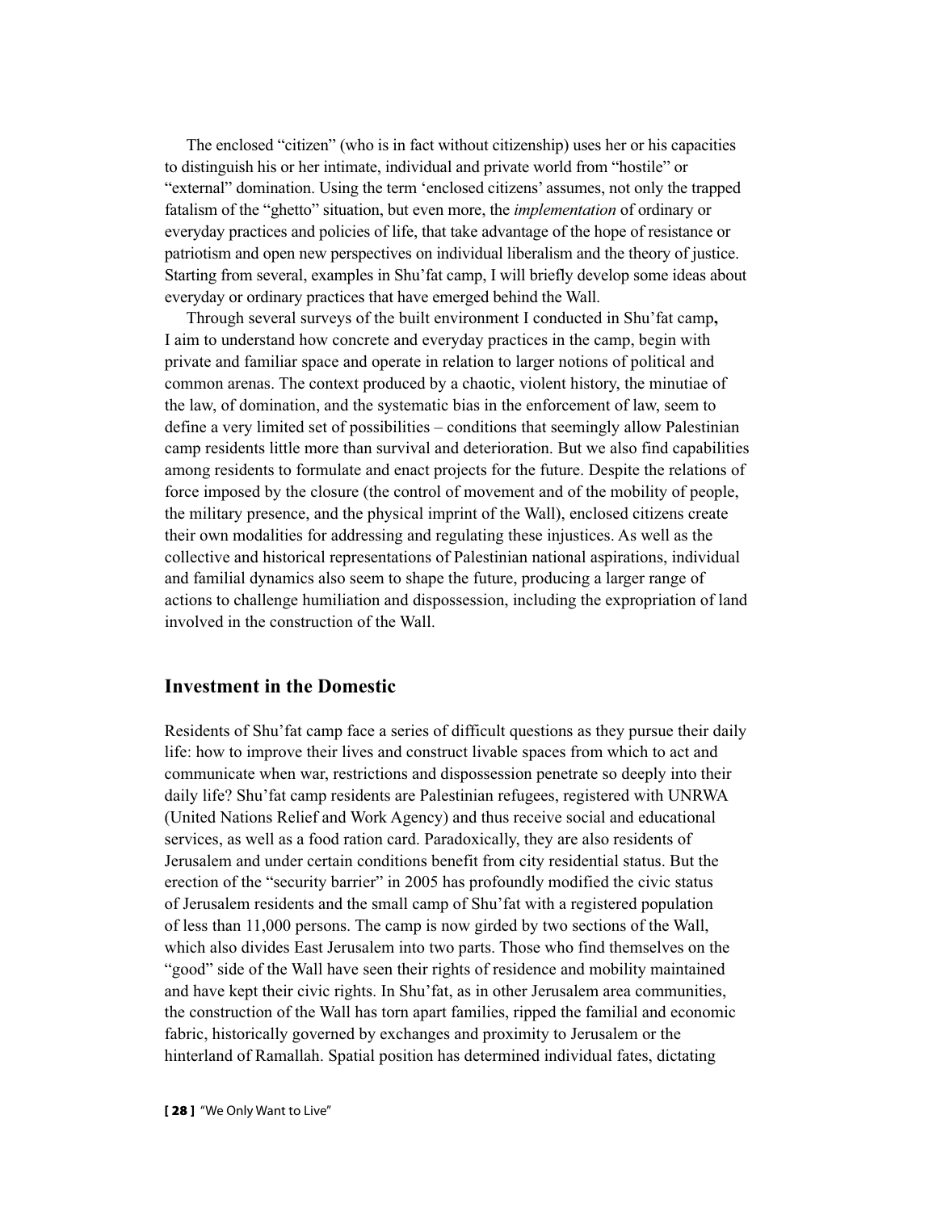The enclosed "citizen" (who is in fact without citizenship) uses her or his capacities to distinguish his or her intimate, individual and private world from "hostile" or "external" domination. Using the term 'enclosed citizens' assumes, not only the trapped fatalism of the "ghetto" situation, but even more, the *implementation* of ordinary or everyday practices and policies of life, that take advantage of the hope of resistance or patriotism and open new perspectives on individual liberalism and the theory of justice. Starting from several, examples in Shu'fat camp, I will briefly develop some ideas about everyday or ordinary practices that have emerged behind the Wall.

Through several surveys of the built environment I conducted in Shu'fat camp**,** I aim to understand how concrete and everyday practices in the camp, begin with private and familiar space and operate in relation to larger notions of political and common arenas. The context produced by a chaotic, violent history, the minutiae of the law, of domination, and the systematic bias in the enforcement of law, seem to define a very limited set of possibilities – conditions that seemingly allow Palestinian camp residents little more than survival and deterioration. But we also find capabilities among residents to formulate and enact projects for the future. Despite the relations of force imposed by the closure (the control of movement and of the mobility of people, the military presence, and the physical imprint of the Wall), enclosed citizens create their own modalities for addressing and regulating these injustices. As well as the collective and historical representations of Palestinian national aspirations, individual and familial dynamics also seem to shape the future, producing a larger range of actions to challenge humiliation and dispossession, including the expropriation of land involved in the construction of the Wall.

## Investment in the Domestic

Residents of Shu'fat camp face a series of difficult questions as they pursue their daily life: how to improve their lives and construct livable spaces from which to act and communicate when war, restrictions and dispossession penetrate so deeply into their daily life? Shu'fat camp residents are Palestinian refugees, registered with UNRWA (United Nations Relief and Work Agency) and thus receive social and educational services, as well as a food ration card. Paradoxically, they are also residents of Jerusalem and under certain conditions benefit from city residential status. But the erection of the "security barrier" in 2005 has profoundly modified the civic status of Jerusalem residents and the small camp of Shu'fat with a registered population of less than 11,000 persons. The camp is now girded by two sections of the Wall, which also divides East Jerusalem into two parts. Those who find themselves on the "good" side of the Wall have seen their rights of residence and mobility maintained and have kept their civic rights. In Shu'fat, as in other Jerusalem area communities, the construction of the Wall has torn apart families, ripped the familial and economic fabric, historically governed by exchanges and proximity to Jerusalem or the hinterland of Ramallah. Spatial position has determined individual fates, dictating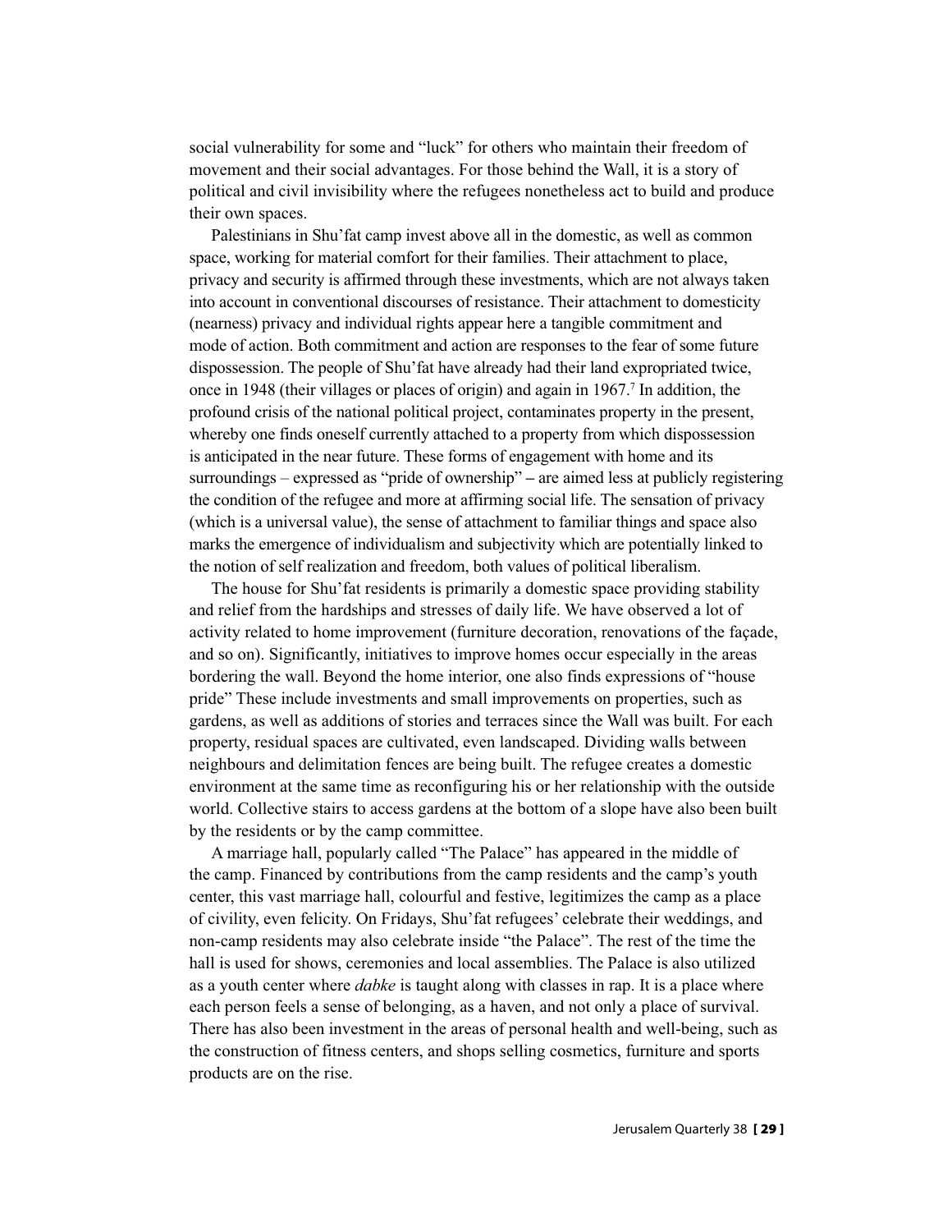social vulnerability for some and "luck" for others who maintain their freedom of movement and their social advantages. For those behind the Wall, it is a story of political and civil invisibility where the refugees nonetheless act to build and produce their own spaces.

Palestinians in Shu'fat camp invest above all in the domestic, as well as common space, working for material comfort for their families. Their attachment to place, privacy and security is affirmed through these investments, which are not always taken into account in conventional discourses of resistance. Their attachment to domesticity (nearness) privacy and individual rights appear here a tangible commitment and mode of action. Both commitment and action are responses to the fear of some future dispossession. The people of Shu'fat have already had their land expropriated twice, once in 1948 (their villages or places of origin) and again in 1967.[7] In addition, the profound crisis of the national political project, contaminates property in the present, whereby one finds oneself currently attached to a property from which dispossession is anticipated in the near future. These forms of engagement with home and its surroundings – expressed as "pride of ownership" – are aimed less at publicly registering the condition of the refugee and more at affirming social life. The sensation of privacy (which is a universal value), the sense of attachment to familiar things and space also marks the emergence of individualism and subjectivity which are potentially linked to the notion of self realization and freedom, both values of political liberalism.

The house for Shu'fat residents is primarily a domestic space providing stability and relief from the hardships and stresses of daily life. We have observed a lot of activity related to home improvement (furniture decoration, renovations of the façade, and so on). Significantly, initiatives to improve homes occur especially in the areas bordering the wall. Beyond the home interior, one also finds expressions of "house pride" These include investments and small improvements on properties, such as gardens, as well as additions of stories and terraces since the Wall was built. For each property, residual spaces are cultivated, even landscaped. Dividing walls between neighbours and delimitation fences are being built. The refugee creates a domestic environment at the same time as reconfiguring his or her relationship with the outside world. Collective stairs to access gardens at the bottom of a slope have also been built by the residents or by the camp committee.

A marriage hall, popularly called "The Palace" has appeared in the middle of the camp. Financed by contributions from the camp residents and the camp's youth center, this vast marriage hall, colourful and festive, legitimizes the camp as a place of civility, even felicity. On Fridays, Shu'fat refugees' celebrate their weddings, and non-camp residents may also celebrate inside "the Palace". The rest of the time the hall is used for shows, ceremonies and local assemblies. The Palace is also utilized as a youth center where *dabke* is taught along with classes in rap. It is a place where each person feels a sense of belonging, as a haven, and not only a place of survival. There has also been investment in the areas of personal health and well-being, such as the construction of fitness centers, and shops selling cosmetics, furniture and sports products are on the rise.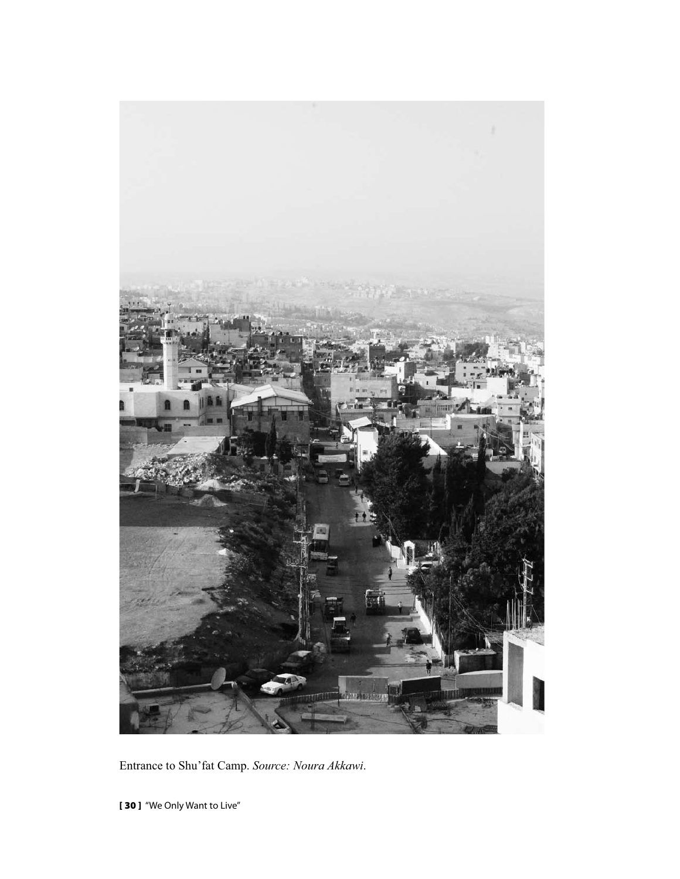Entrance to Shu'fat Camp. *Source: Noura Akkawi*.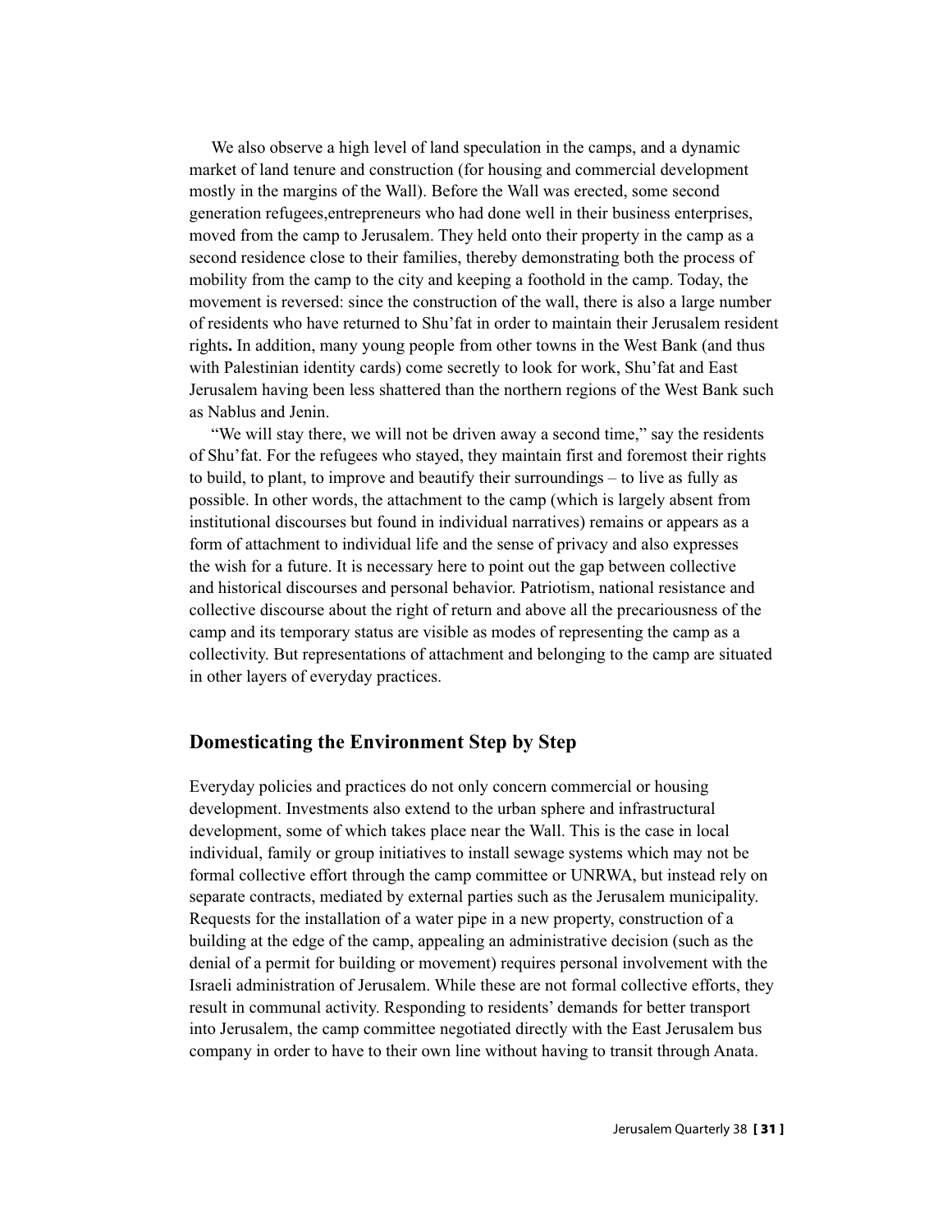We also observe a high level of land speculation in the camps, and a dynamic market of land tenure and construction (for housing and commercial development mostly in the margins of the Wall). Before the Wall was erected, some second generation refugees,entrepreneurs who had done well in their business enterprises, moved from the camp to Jerusalem. They held onto their property in the camp as a second residence close to their families, thereby demonstrating both the process of mobility from the camp to the city and keeping a foothold in the camp. Today, the movement is reversed: since the construction of the wall, there is also a large number of residents who have returned to Shu'fat in order to maintain their Jerusalem resident rights**.** In addition, many young people from other towns in the West Bank (and thus with Palestinian identity cards) come secretly to look for work, Shu'fat and East Jerusalem having been less shattered than the northern regions of the West Bank such as Nablus and Jenin.

"We will stay there, we will not be driven away a second time," say the residents of Shu'fat. For the refugees who stayed, they maintain first and foremost their rights to build, to plant, to improve and beautify their surroundings – to live as fully as possible. In other words, the attachment to the camp (which is largely absent from institutional discourses but found in individual narratives) remains or appears as a form of attachment to individual life and the sense of privacy and also expresses the wish for a future. It is necessary here to point out the gap between collective and historical discourses and personal behavior. Patriotism, national resistance and collective discourse about the right of return and above all the precariousness of the camp and its temporary status are visible as modes of representing the camp as a collectivity. But representations of attachment and belonging to the camp are situated in other layers of everyday practices.

## Domesticating the Environment Step by Step

Everyday policies and practices do not only concern commercial or housing development. Investments also extend to the urban sphere and infrastructural development, some of which takes place near the Wall. This is the case in local individual, family or group initiatives to install sewage systems which may not be formal collective effort through the camp committee or UNRWA, but instead rely on separate contracts, mediated by external parties such as the Jerusalem municipality. Requests for the installation of a water pipe in a new property, construction of a building at the edge of the camp, appealing an administrative decision (such as the denial of a permit for building or movement) requires personal involvement with the Israeli administration of Jerusalem. While these are not formal collective efforts, they result in communal activity. Responding to residents' demands for better transport into Jerusalem, the camp committee negotiated directly with the East Jerusalem bus company in order to have to their own line without having to transit through Anata.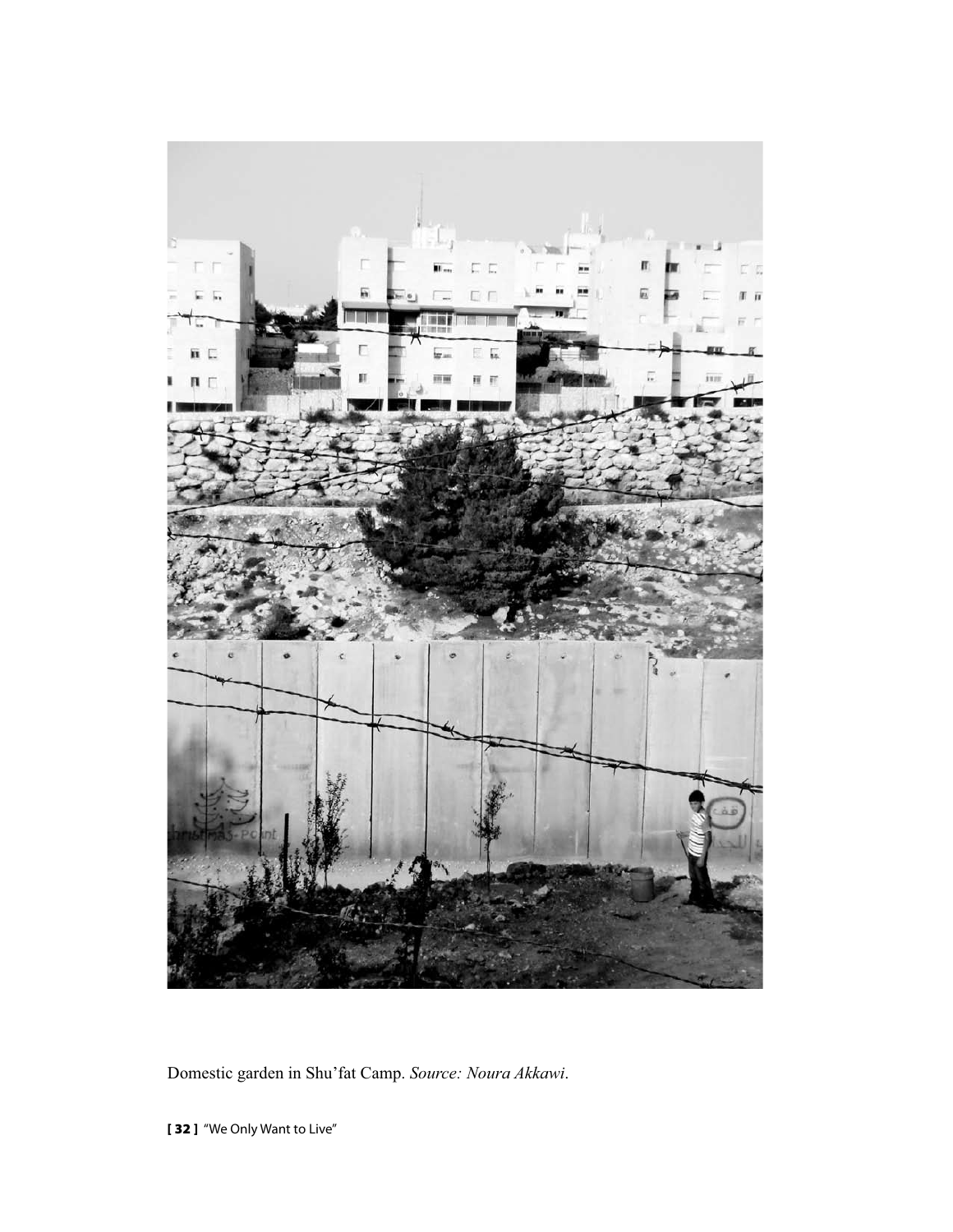Domestic garden in Shu'fat Camp. *Source: Noura Akkawi.*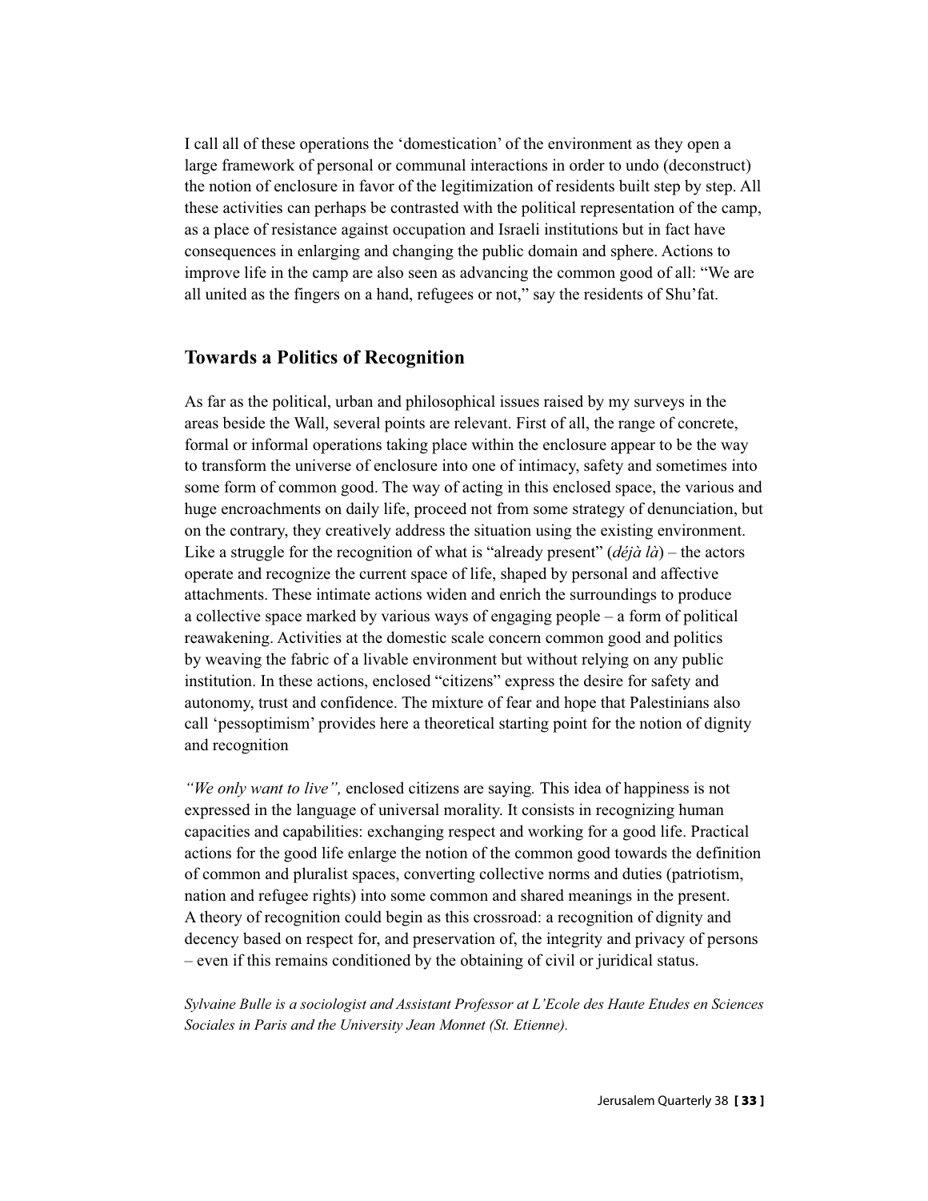I call all of these operations the 'domestication' of the environment as they open a large framework of personal or communal interactions in order to undo (deconstruct) the notion of enclosure in favor of the legitimization of residents built step by step. All these activities can perhaps be contrasted with the political representation of the camp, as a place of resistance against occupation and Israeli institutions but in fact have consequences in enlarging and changing the public domain and sphere. Actions to improve life in the camp are also seen as advancing the common good of all: "We are all united as the fingers on a hand, refugees or not," say the residents of Shu'fat.

## Towards a Politics of Recognition

As far as the political, urban and philosophical issues raised by my surveys in the areas beside the Wall, several points are relevant. First of all, the range of concrete, formal or informal operations taking place within the enclosure appear to be the way to transform the universe of enclosure into one of intimacy, safety and sometimes into some form of common good. The way of acting in this enclosed space, the various and huge encroachments on daily life, proceed not from some strategy of denunciation, but on the contrary, they creatively address the situation using the existing environment. Like a struggle for the recognition of what is "already present" (*déjà là*) – the actors operate and recognize the current space of life, shaped by personal and affective attachments. These intimate actions widen and enrich the surroundings to produce a collective space marked by various ways of engaging people – a form of political reawakening. Activities at the domestic scale concern common good and politics by weaving the fabric of a livable environment but without relying on any public institution. In these actions, enclosed "citizens" express the desire for safety and autonomy, trust and confidence. The mixture of fear and hope that Palestinians also call 'pessoptimism' provides here a theoretical starting point for the notion of dignity and recognition

*"We only want to live",* enclosed citizens are saying*.* This idea of happiness is not expressed in the language of universal morality. It consists in recognizing human capacities and capabilities: exchanging respect and working for a good life. Practical actions for the good life enlarge the notion of the common good towards the definition of common and pluralist spaces, converting collective norms and duties (patriotism, nation and refugee rights) into some common and shared meanings in the present. A theory of recognition could begin as this crossroad: a recognition of dignity and decency based on respect for, and preservation of, the integrity and privacy of persons – even if this remains conditioned by the obtaining of civil or juridical status.

*Sylvaine Bulle is a sociologist and Assistant Professor at L'Ecole des Haute Etudes en Sciences Sociales in Paris and the University Jean Monnet (St. Etienne).*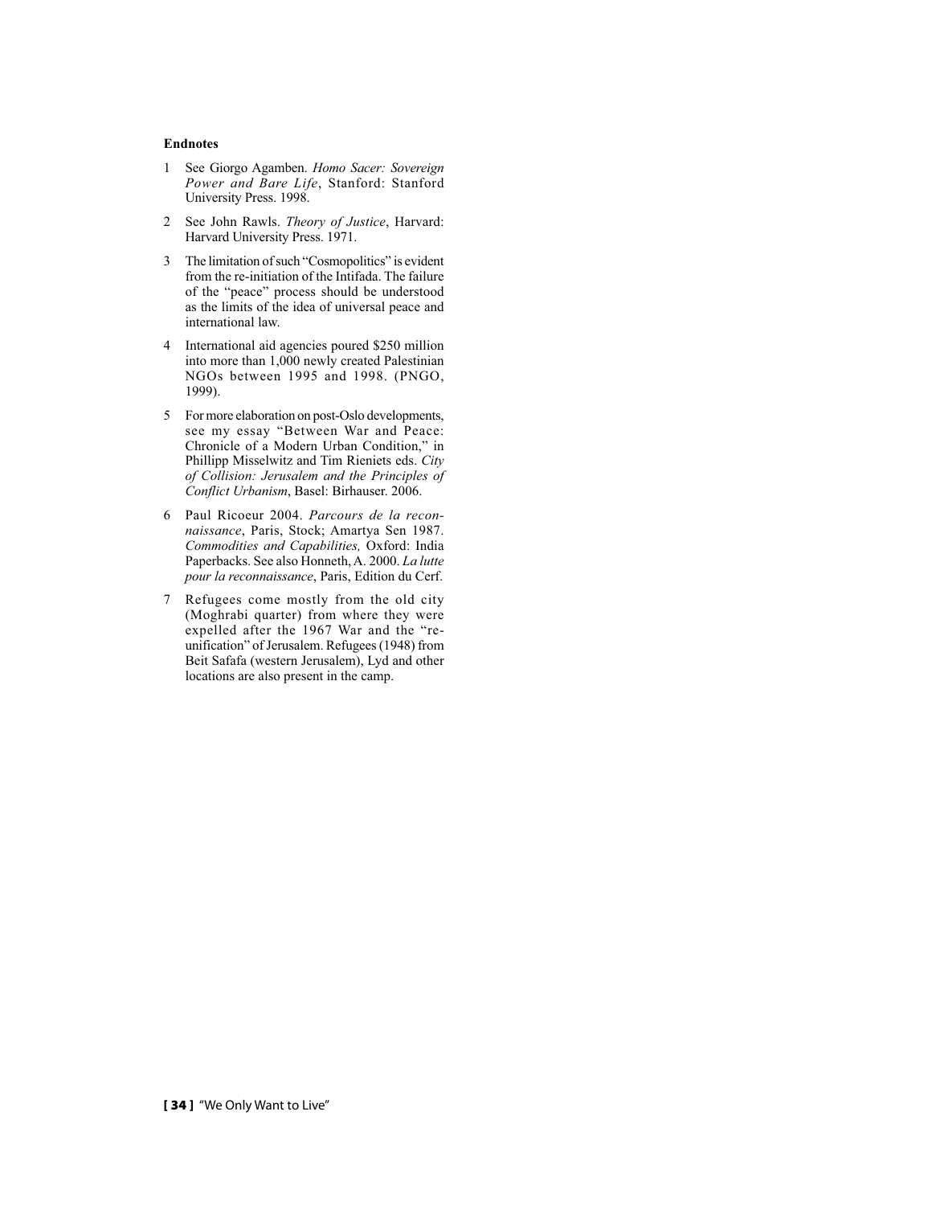**Endnotes**

1. See Giorgo Agamben. *Homo Sacer: Sovereign Power and Bare Life*, Stanford: Stanford University Press. 1998.

2. See John Rawls. *Theory of Justice*, Harvard: Harvard University Press. 1971.

3. The limitation of such "Cosmopolitics" is evident from the re-initiation of the Intifada. The failure of the "peace" process should be understood as the limits of the idea of universal peace and international law.

4. International aid agencies poured $250 million into more than 1,000 newly created Palestinian NGOs between 1995 and 1998. (PNGO, 1999).

5. For more elaboration on post-Oslo developments, see my essay "Between War and Peace: Chronicle of a Modern Urban Condition," in Phillipp Misselwitz and Tim Rieniets eds. *City of Collision: Jerusalem and the Principles of Conflict Urbanism*, Basel: Birhauser. 2006.

6. Paul Ricoeur 2004. *Parcours de la reconnaissance*, Paris, Stock; Amartya Sen 1987. *Commodities and Capabilities,* Oxford: India Paperbacks. See also Honneth, A. 2000. *La lutte pour la reconnaissance*, Paris, Edition du Cerf.

7. Refugees come mostly from the old city (Moghrabi quarter) from where they were expelled after the 1967 War and the "re-unification" of Jerusalem. Refugees (1948) from Beit Safafa (western Jerusalem), Lyd and other locations are also present in the camp.